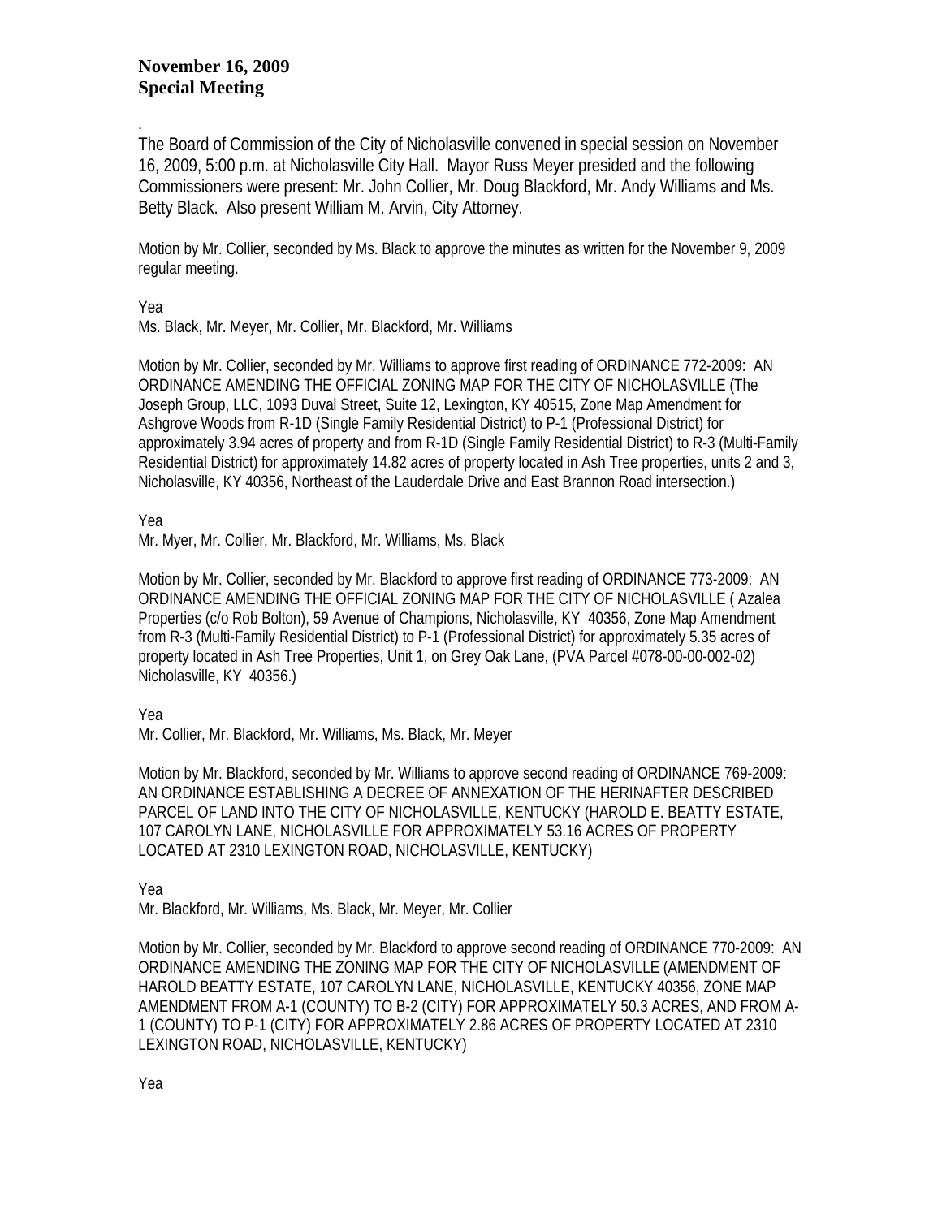**November 16, 2009**
**Special Meeting**

.
The Board of Commission of the City of Nicholasville convened in special session on November 16, 2009, 5:00 p.m. at Nicholasville City Hall. Mayor Russ Meyer presided and the following Commissioners were present: Mr. John Collier, Mr. Doug Blackford, Mr. Andy Williams and Ms. Betty Black. Also present William M. Arvin, City Attorney.

Motion by Mr. Collier, seconded by Ms. Black to approve the minutes as written for the November 9, 2009 regular meeting.

Yea
Ms. Black, Mr. Meyer, Mr. Collier, Mr. Blackford, Mr. Williams

Motion by Mr. Collier, seconded by Mr. Williams to approve first reading of ORDINANCE 772-2009: AN ORDINANCE AMENDING THE OFFICIAL ZONING MAP FOR THE CITY OF NICHOLASVILLE (The Joseph Group, LLC, 1093 Duval Street, Suite 12, Lexington, KY 40515, Zone Map Amendment for Ashgrove Woods from R-1D (Single Family Residential District) to P-1 (Professional District) for approximately 3.94 acres of property and from R-1D (Single Family Residential District) to R-3 (Multi-Family Residential District) for approximately 14.82 acres of property located in Ash Tree properties, units 2 and 3, Nicholasville, KY 40356, Northeast of the Lauderdale Drive and East Brannon Road intersection.)

Yea
Mr. Myer, Mr. Collier, Mr. Blackford, Mr. Williams, Ms. Black

Motion by Mr. Collier, seconded by Mr. Blackford to approve first reading of ORDINANCE 773-2009: AN ORDINANCE AMENDING THE OFFICIAL ZONING MAP FOR THE CITY OF NICHOLASVILLE ( Azalea Properties (c/o Rob Bolton), 59 Avenue of Champions, Nicholasville, KY 40356, Zone Map Amendment from R-3 (Multi-Family Residential District) to P-1 (Professional District) for approximately 5.35 acres of property located in Ash Tree Properties, Unit 1, on Grey Oak Lane, (PVA Parcel #078-00-00-002-02) Nicholasville, KY 40356.)

Yea
Mr. Collier, Mr. Blackford, Mr. Williams, Ms. Black, Mr. Meyer

Motion by Mr. Blackford, seconded by Mr. Williams to approve second reading of ORDINANCE 769-2009: AN ORDINANCE ESTABLISHING A DECREE OF ANNEXATION OF THE HERINAFTER DESCRIBED PARCEL OF LAND INTO THE CITY OF NICHOLASVILLE, KENTUCKY (HAROLD E. BEATTY ESTATE, 107 CAROLYN LANE, NICHOLASVILLE FOR APPROXIMATELY 53.16 ACRES OF PROPERTY LOCATED AT 2310 LEXINGTON ROAD, NICHOLASVILLE, KENTUCKY)

Yea
Mr. Blackford, Mr. Williams, Ms. Black, Mr. Meyer, Mr. Collier

Motion by Mr. Collier, seconded by Mr. Blackford to approve second reading of ORDINANCE 770-2009: AN ORDINANCE AMENDING THE ZONING MAP FOR THE CITY OF NICHOLASVILLE (AMENDMENT OF HAROLD BEATTY ESTATE, 107 CAROLYN LANE, NICHOLASVILLE, KENTUCKY 40356, ZONE MAP AMENDMENT FROM A-1 (COUNTY) TO B-2 (CITY) FOR APPROXIMATELY 50.3 ACRES, AND FROM A-1 (COUNTY) TO P-1 (CITY) FOR APPROXIMATELY 2.86 ACRES OF PROPERTY LOCATED AT 2310 LEXINGTON ROAD, NICHOLASVILLE, KENTUCKY)

Yea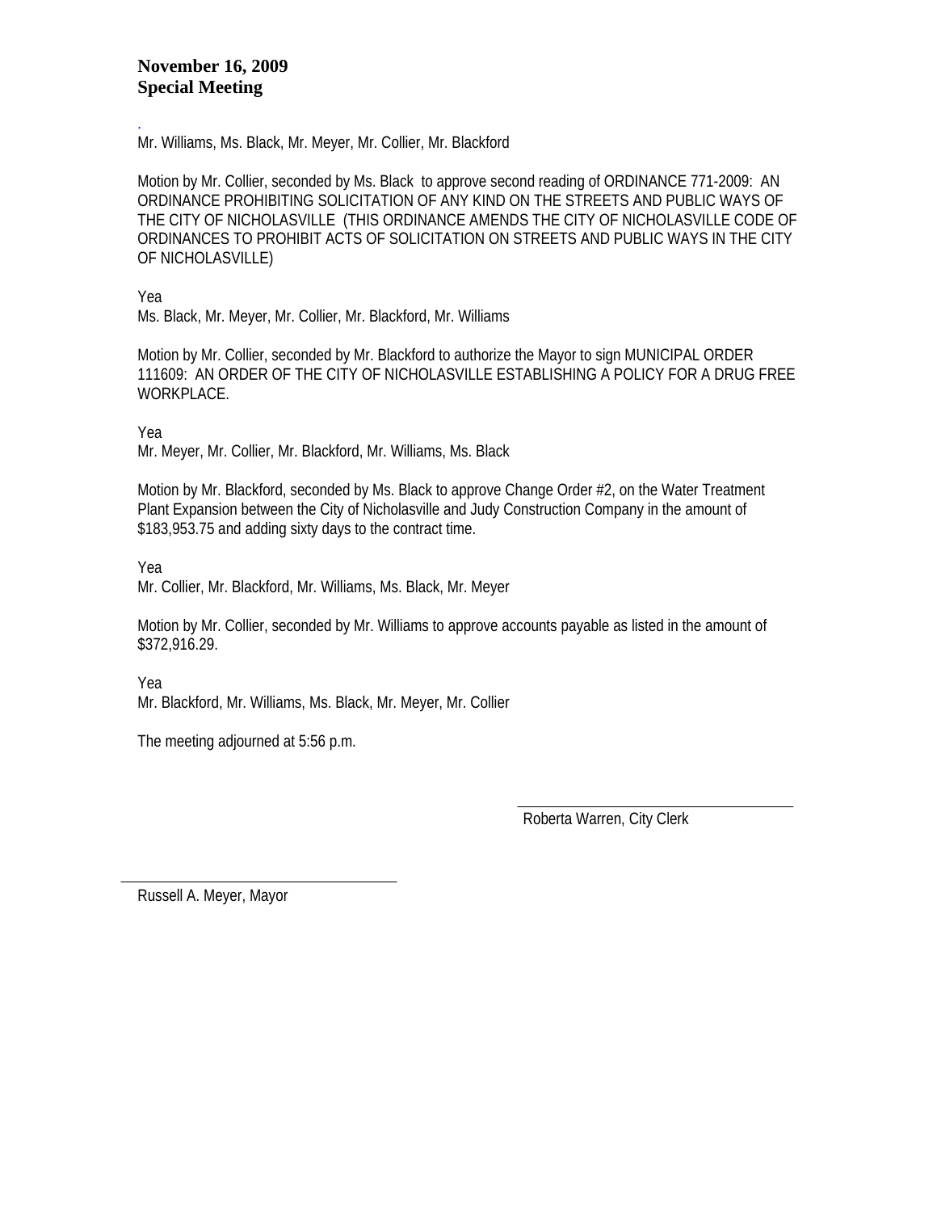**November 16, 2009**
**Special Meeting**

.
Mr. Williams, Ms. Black, Mr. Meyer, Mr. Collier, Mr. Blackford

Motion by Mr. Collier, seconded by Ms. Black to approve second reading of ORDINANCE 771-2009: AN ORDINANCE PROHIBITING SOLICITATION OF ANY KIND ON THE STREETS AND PUBLIC WAYS OF THE CITY OF NICHOLASVILLE (THIS ORDINANCE AMENDS THE CITY OF NICHOLASVILLE CODE OF ORDINANCES TO PROHIBIT ACTS OF SOLICITATION ON STREETS AND PUBLIC WAYS IN THE CITY OF NICHOLASVILLE)

Yea
Ms. Black, Mr. Meyer, Mr. Collier, Mr. Blackford, Mr. Williams

Motion by Mr. Collier, seconded by Mr. Blackford to authorize the Mayor to sign MUNICIPAL ORDER 111609: AN ORDER OF THE CITY OF NICHOLASVILLE ESTABLISHING A POLICY FOR A DRUG FREE WORKPLACE.

Yea
Mr. Meyer, Mr. Collier, Mr. Blackford, Mr. Williams, Ms. Black

Motion by Mr. Blackford, seconded by Ms. Black to approve Change Order #2, on the Water Treatment Plant Expansion between the City of Nicholasville and Judy Construction Company in the amount of $183,953.75 and adding sixty days to the contract time.

Yea
Mr. Collier, Mr. Blackford, Mr. Williams, Ms. Black, Mr. Meyer

Motion by Mr. Collier, seconded by Mr. Williams to approve accounts payable as listed in the amount of $372,916.29.

Yea
Mr. Blackford, Mr. Williams, Ms. Black, Mr. Meyer, Mr. Collier

The meeting adjourned at 5:56 p.m.

\_\_\_\_\_\_\_\_\_\_\_\_\_\_\_\_\_\_\_\_\_\_\_\_\_\_\_\_\_\_\_\_
Roberta Warren, City Clerk

\_\_\_\_\_\_\_\_\_\_\_\_\_\_\_\_\_\_\_\_\_\_\_\_\_\_\_\_\_\_\_\_
Russell A. Meyer, Mayor